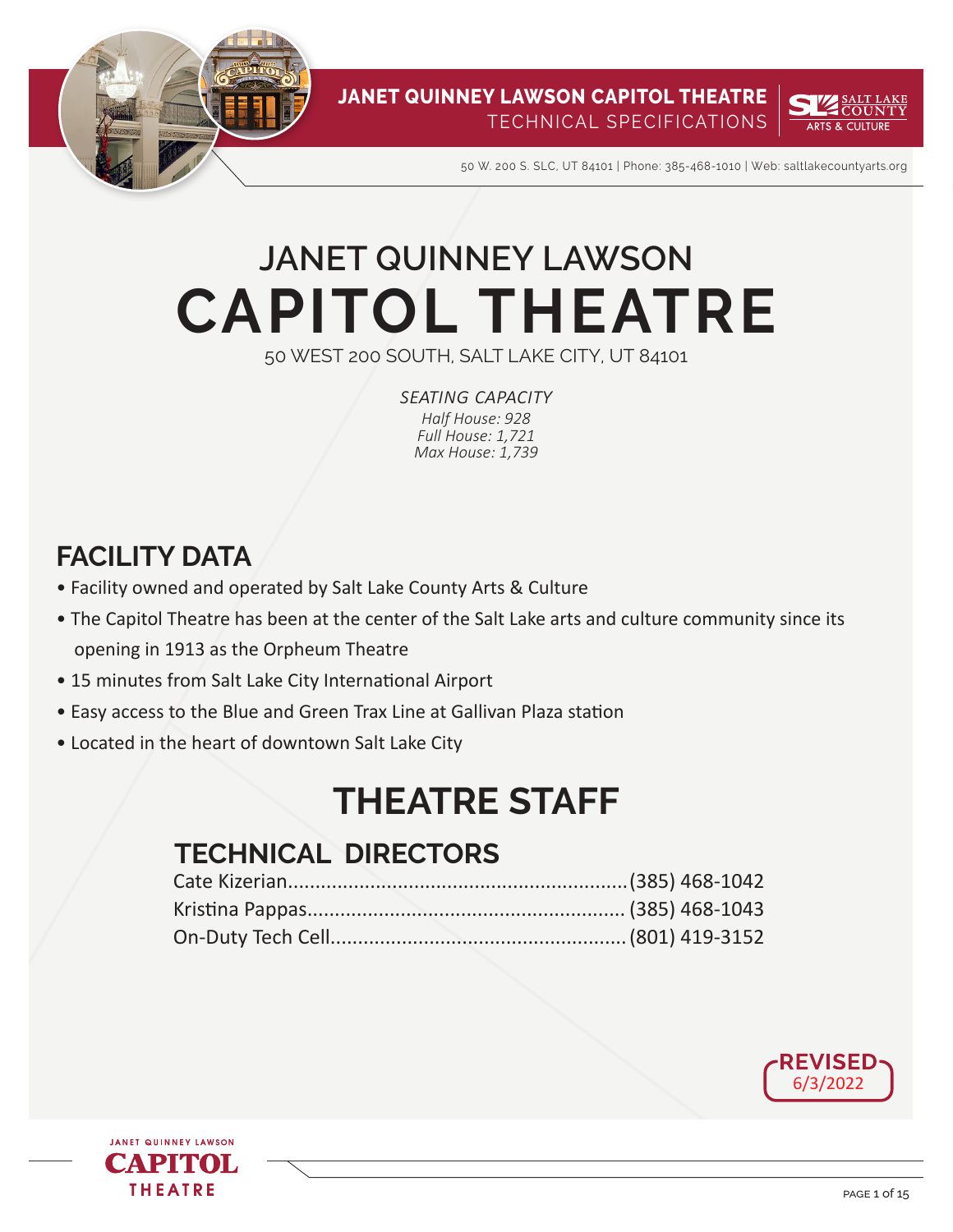# JANET QUINNEY LAWSON CAPITOL THEATRE

50 WEST 200 SOUTH, SALT LAKE CITY, UT 84101

*SEATING CAPACITY*
*Half House: 928*
*Full House: 1,721*
*Max House: 1,739*

## FACILITY DATA

- Facility owned and operated by Salt Lake County Arts & Culture
- The Capitol Theatre has been at the center of the Salt Lake arts and culture community since its opening in 1913 as the Orpheum Theatre
- 15 minutes from Salt Lake City International Airport
- Easy access to the Blue and Green Trax Line at Gallivan Plaza station
- Located in the heart of downtown Salt Lake City

## THEATRE STAFF

### TECHNICAL DIRECTORS

Cate Kizerian............(385) 468-1042
Kristina Pappas............(385) 468-1043
On-Duty Tech Cell............(801) 419-3152

REVISED 6/3/2022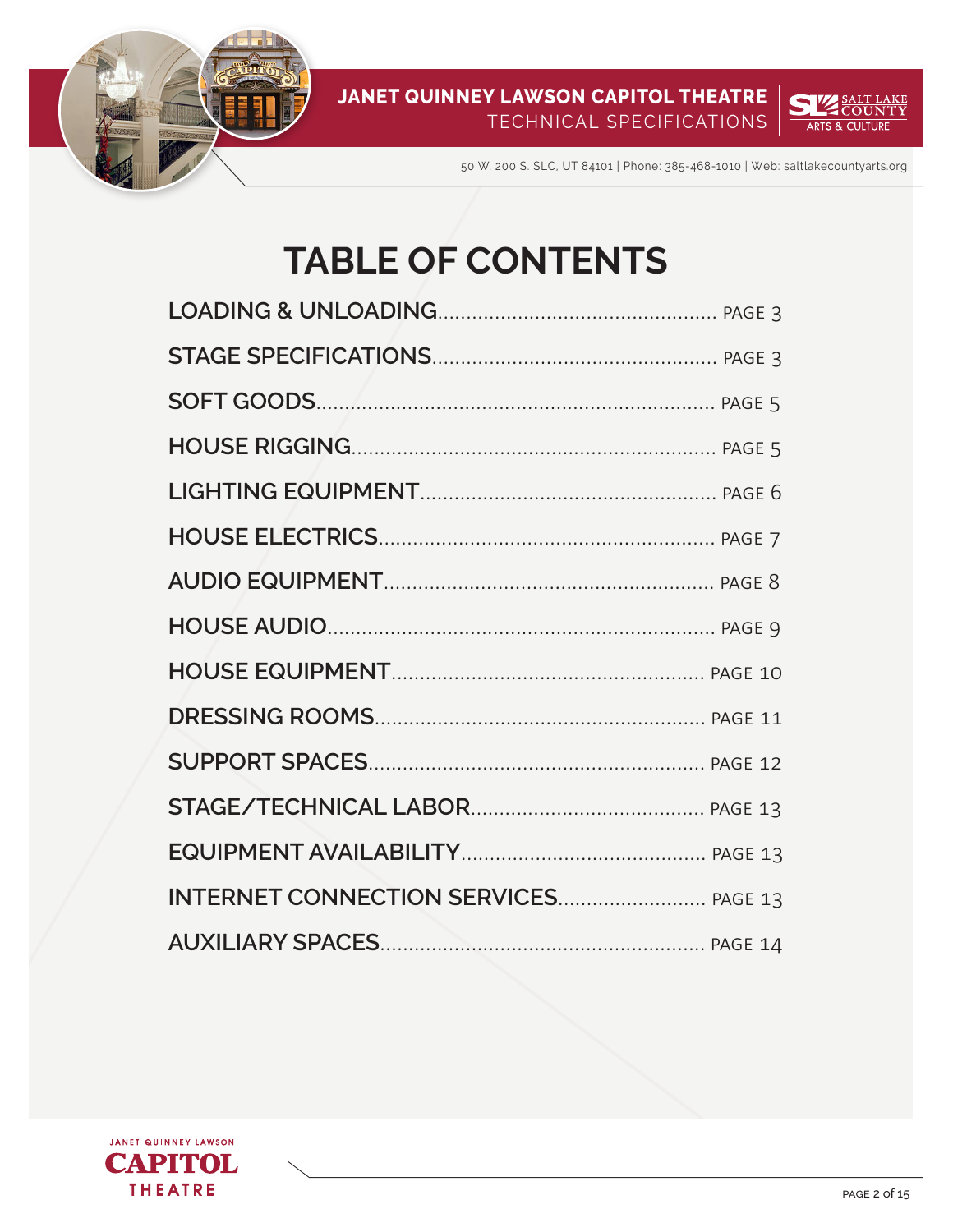# TABLE OF CONTENTS

| Section | Page |
|---|---|
| LOADING & UNLOADING | PAGE 3 |
| STAGE SPECIFICATIONS | PAGE 3 |
| SOFT GOODS | PAGE 5 |
| HOUSE RIGGING | PAGE 5 |
| LIGHTING EQUIPMENT | PAGE 6 |
| HOUSE ELECTRICS | PAGE 7 |
| AUDIO EQUIPMENT | PAGE 8 |
| HOUSE AUDIO | PAGE 9 |
| HOUSE EQUIPMENT | PAGE 10 |
| DRESSING ROOMS | PAGE 11 |
| SUPPORT SPACES | PAGE 12 |
| STAGE/TECHNICAL LABOR | PAGE 13 |
| EQUIPMENT AVAILABILITY | PAGE 13 |
| INTERNET CONNECTION SERVICES | PAGE 13 |
| AUXILIARY SPACES | PAGE 14 |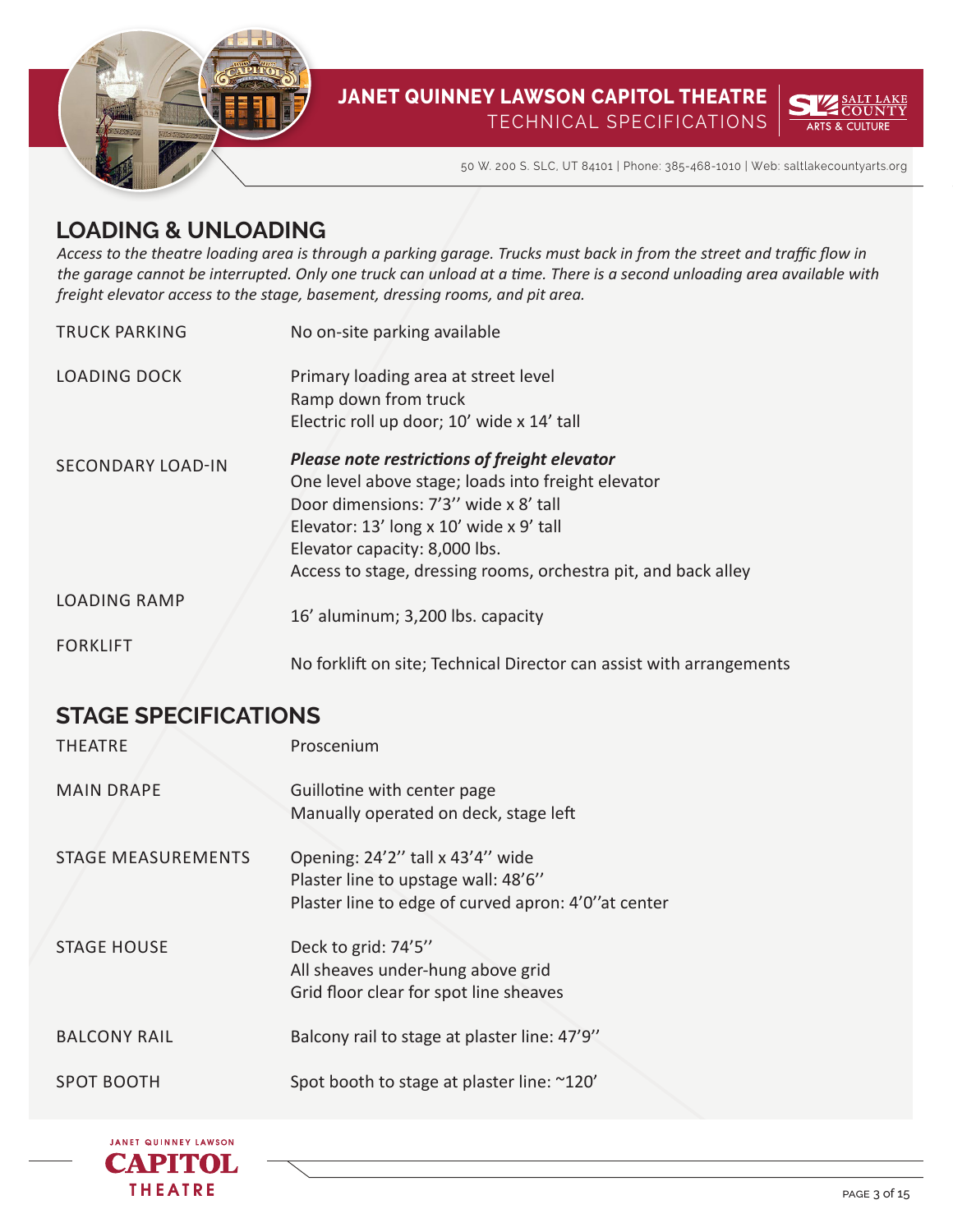## LOADING & UNLOADING

*Access to the theatre loading area is through a parking garage. Trucks must back in from the street and traffic flow in the garage cannot be interrupted. Only one truck can unload at a time. There is a second unloading area available with freight elevator access to the stage, basement, dressing rooms, and pit area.*

| | |
|---|---|
| TRUCK PARKING | No on-site parking available |
| LOADING DOCK | Primary loading area at street level<br>Ramp down from truck<br>Electric roll up door; 10' wide x 14' tall |
| SECONDARY LOAD-IN | ***Please note restrictions of freight elevator***<br>One level above stage; loads into freight elevator<br>Door dimensions: 7'3'' wide x 8' tall<br>Elevator: 13' long x 10' wide x 9' tall<br>Elevator capacity: 8,000 lbs.<br>Access to stage, dressing rooms, orchestra pit, and back alley |
| LOADING RAMP | 16' aluminum; 3,200 lbs. capacity |
| FORKLIFT | No forklift on site; Technical Director can assist with arrangements |

## STAGE SPECIFICATIONS

| | |
|---|---|
| THEATRE | Proscenium |
| MAIN DRAPE | Guillotine with center page<br>Manually operated on deck, stage left |
| STAGE MEASUREMENTS | Opening: 24'2'' tall x 43'4'' wide<br>Plaster line to upstage wall: 48'6''<br>Plaster line to edge of curved apron: 4'0''at center |
| STAGE HOUSE | Deck to grid: 74'5''<br>All sheaves under-hung above grid<br>Grid floor clear for spot line sheaves |
| BALCONY RAIL | Balcony rail to stage at plaster line: 47'9'' |
| SPOT BOOTH | Spot booth to stage at plaster line: ~120' |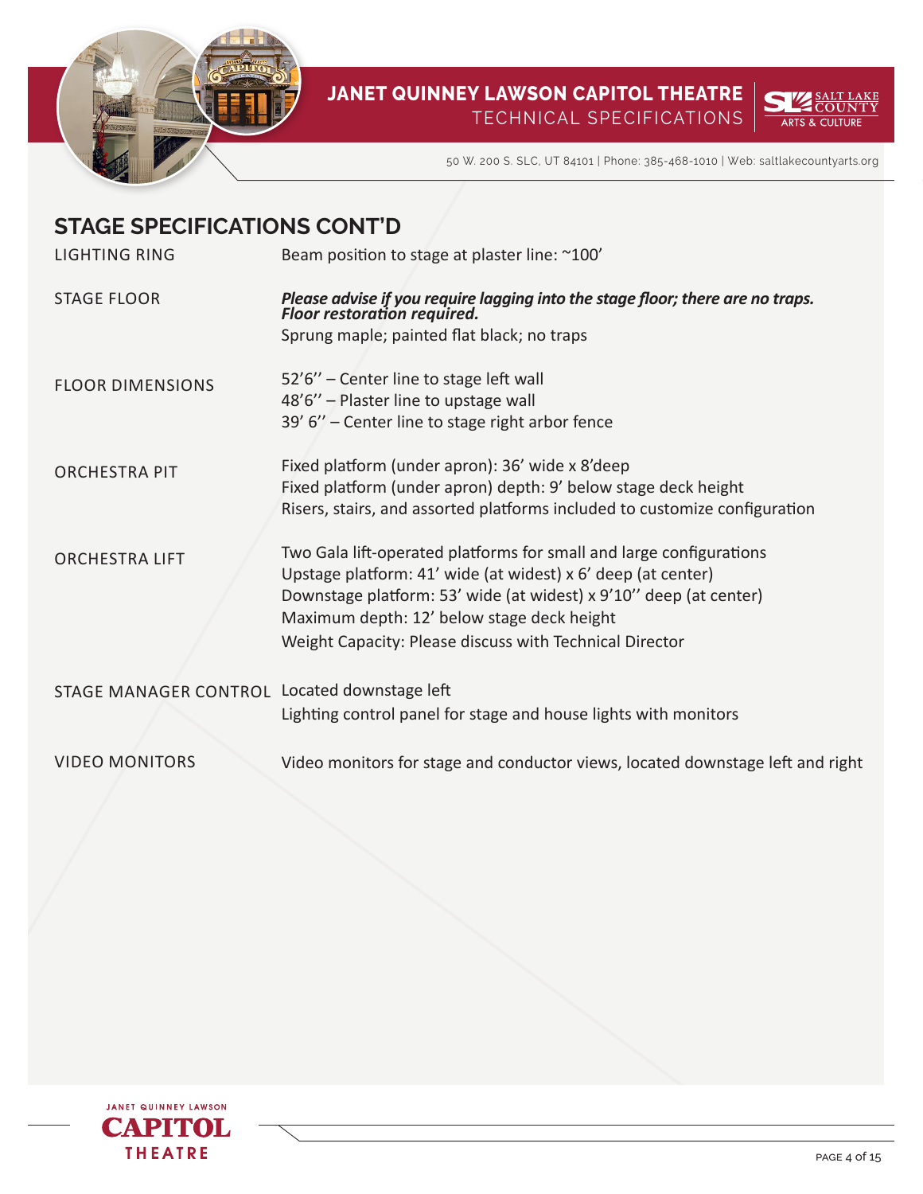## STAGE SPECIFICATIONS CONT'D

| | |
|---|---|
| LIGHTING RING | Beam position to stage at plaster line: ~100' |
| STAGE FLOOR | ***Please advise if you require lagging into the stage floor; there are no traps. Floor restoration required.***<br>Sprung maple; painted flat black; no traps |
| FLOOR DIMENSIONS | 52'6'' – Center line to stage left wall<br>48'6'' – Plaster line to upstage wall<br>39' 6'' – Center line to stage right arbor fence |
| ORCHESTRA PIT | Fixed platform (under apron): 36' wide x 8'deep<br>Fixed platform (under apron) depth: 9' below stage deck height<br>Risers, stairs, and assorted platforms included to customize configuration |
| ORCHESTRA LIFT | Two Gala lift-operated platforms for small and large configurations<br>Upstage platform: 41' wide (at widest) x 6' deep (at center)<br>Downstage platform: 53' wide (at widest) x 9'10'' deep (at center)<br>Maximum depth: 12' below stage deck height<br>Weight Capacity: Please discuss with Technical Director |
| STAGE MANAGER CONTROL | Located downstage left<br>Lighting control panel for stage and house lights with monitors |
| VIDEO MONITORS | Video monitors for stage and conductor views, located downstage left and right |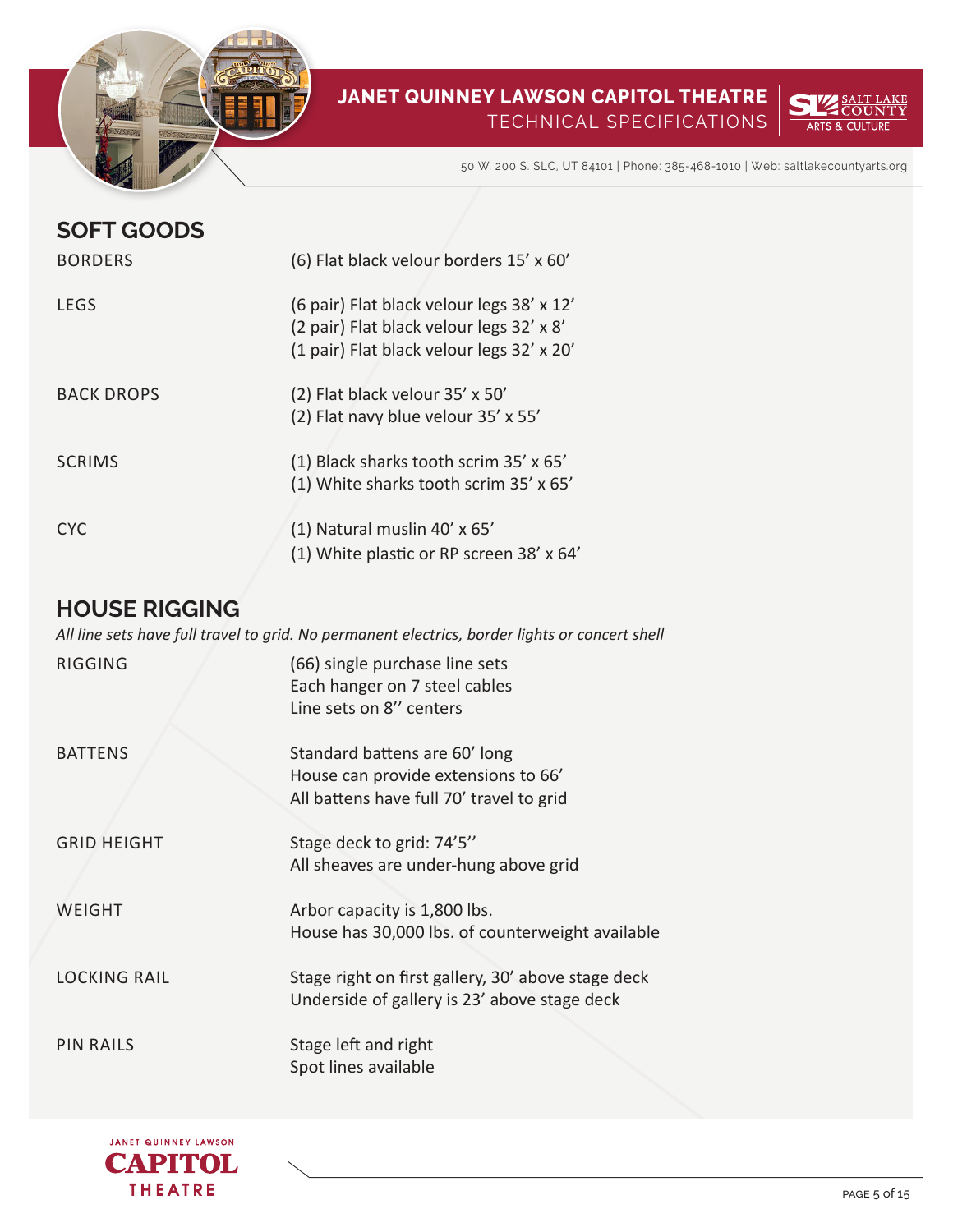## SOFT GOODS

| | |
|---|---|
| BORDERS | (6) Flat black velour borders 15' x 60' |
| LEGS | (6 pair) Flat black velour legs 38' x 12'<br>(2 pair) Flat black velour legs 32' x 8'<br>(1 pair) Flat black velour legs 32' x 20' |
| BACK DROPS | (2) Flat black velour 35' x 50'<br>(2) Flat navy blue velour 35' x 55' |
| SCRIMS | (1) Black sharks tooth scrim 35' x 65'<br>(1) White sharks tooth scrim 35' x 65' |
| CYC | (1) Natural muslin 40' x 65'<br>(1) White plastic or RP screen 38' x 64' |

## HOUSE RIGGING

*All line sets have full travel to grid. No permanent electrics, border lights or concert shell*

| | |
|---|---|
| RIGGING | (66) single purchase line sets<br>Each hanger on 7 steel cables<br>Line sets on 8'' centers |
| BATTENS | Standard battens are 60' long<br>House can provide extensions to 66'<br>All battens have full 70' travel to grid |
| GRID HEIGHT | Stage deck to grid: 74'5''<br>All sheaves are under-hung above grid |
| WEIGHT | Arbor capacity is 1,800 lbs.<br>House has 30,000 lbs. of counterweight available |
| LOCKING RAIL | Stage right on first gallery, 30' above stage deck<br>Underside of gallery is 23' above stage deck |
| PIN RAILS | Stage left and right<br>Spot lines available |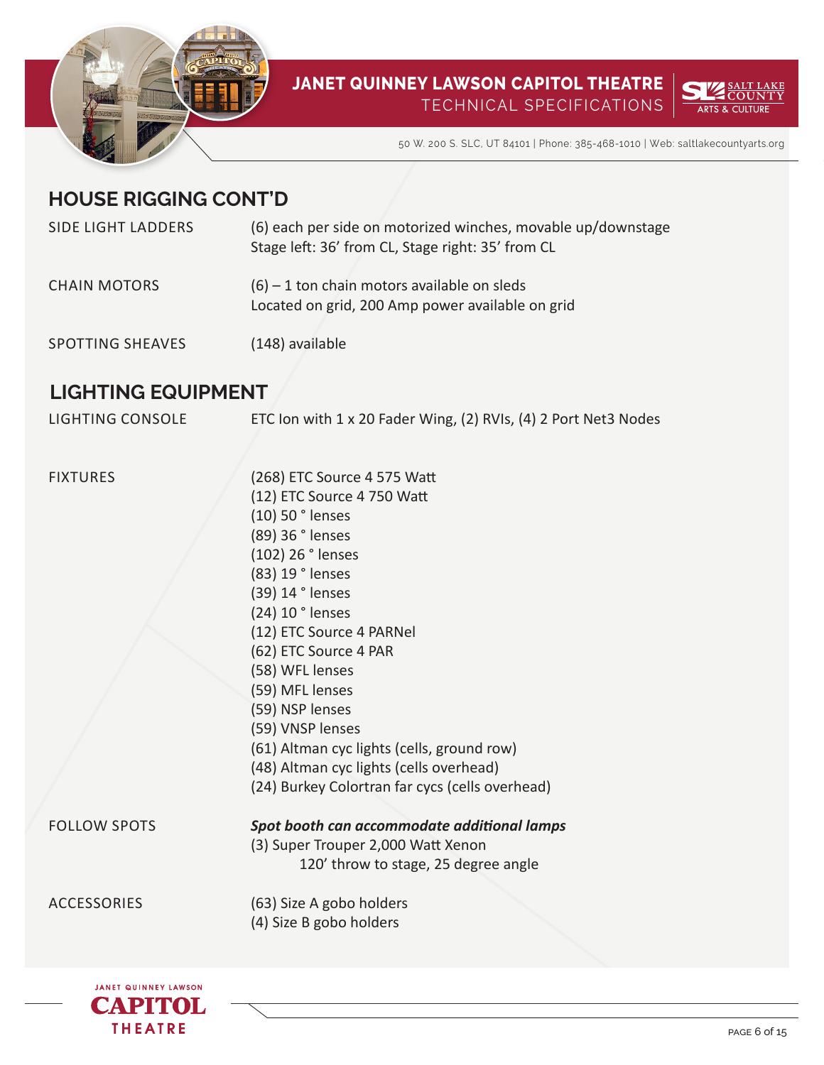## HOUSE RIGGING CONT'D

| | |
|---|---|
| SIDE LIGHT LADDERS | (6) each per side on motorized winches, movable up/downstage<br>Stage left: 36' from CL, Stage right: 35' from CL |
| CHAIN MOTORS | (6) – 1 ton chain motors available on sleds<br>Located on grid, 200 Amp power available on grid |
| SPOTTING SHEAVES | (148) available |

## LIGHTING EQUIPMENT

| | |
|---|---|
| LIGHTING CONSOLE | ETC Ion with 1 x 20 Fader Wing, (2) RVIs, (4) 2 Port Net3 Nodes |
| FIXTURES | (268) ETC Source 4 575 Watt<br>(12) ETC Source 4 750 Watt<br>(10) 50 ° lenses<br>(89) 36 ° lenses<br>(102) 26 ° lenses<br>(83) 19 ° lenses<br>(39) 14 ° lenses<br>(24) 10 ° lenses<br>(12) ETC Source 4 PARNel<br>(62) ETC Source 4 PAR<br>(58) WFL lenses<br>(59) MFL lenses<br>(59) NSP lenses<br>(59) VNSP lenses<br>(61) Altman cyc lights (cells, ground row)<br>(48) Altman cyc lights (cells overhead)<br>(24) Burkey Colortran far cycs (cells overhead) |
| FOLLOW SPOTS | ***Spot booth can accommodate additional lamps***<br>(3) Super Trouper 2,000 Watt Xenon<br>120' throw to stage, 25 degree angle |
| ACCESSORIES | (63) Size A gobo holders<br>(4) Size B gobo holders |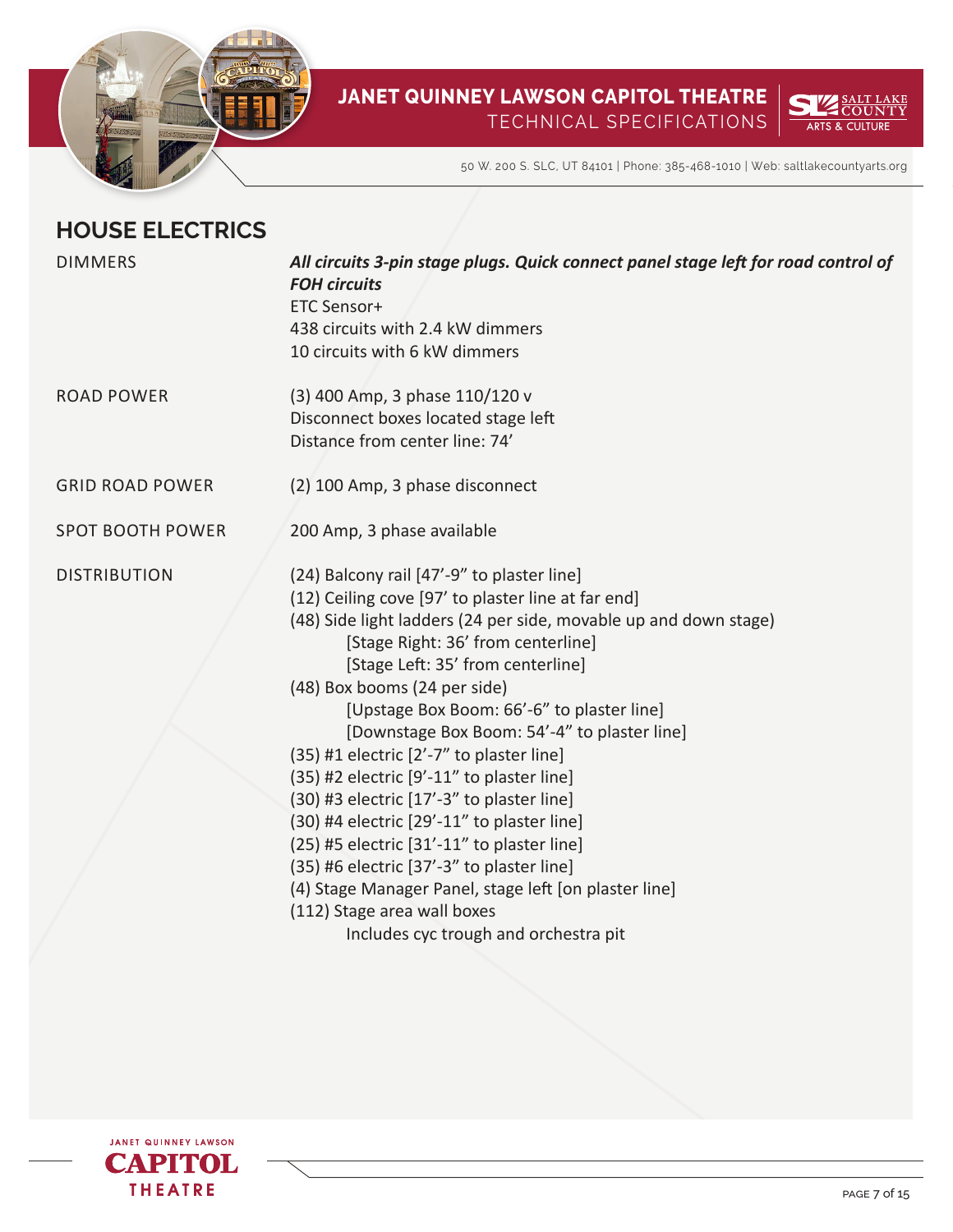## HOUSE ELECTRICS

| | |
|---|---|
| DIMMERS | ***All circuits 3-pin stage plugs. Quick connect panel stage left for road control of FOH circuits***<br>ETC Sensor+<br>438 circuits with 2.4 kW dimmers<br>10 circuits with 6 kW dimmers |
| ROAD POWER | (3) 400 Amp, 3 phase 110/120 v<br>Disconnect boxes located stage left<br>Distance from center line: 74' |
| GRID ROAD POWER | (2) 100 Amp, 3 phase disconnect |
| SPOT BOOTH POWER | 200 Amp, 3 phase available |
| DISTRIBUTION | (24) Balcony rail [47'-9" to plaster line]<br>(12) Ceiling cove [97' to plaster line at far end]<br>(48) Side light ladders (24 per side, movable up and down stage)<br>[Stage Right: 36' from centerline]<br>[Stage Left: 35' from centerline]<br>(48) Box booms (24 per side)<br>[Upstage Box Boom: 66'-6" to plaster line]<br>[Downstage Box Boom: 54'-4" to plaster line]<br>(35) #1 electric [2'-7" to plaster line]<br>(35) #2 electric [9'-11" to plaster line]<br>(30) #3 electric [17'-3" to plaster line]<br>(30) #4 electric [29'-11" to plaster line]<br>(25) #5 electric [31'-11" to plaster line]<br>(35) #6 electric [37'-3" to plaster line]<br>(4) Stage Manager Panel, stage left [on plaster line]<br>(112) Stage area wall boxes<br>Includes cyc trough and orchestra pit |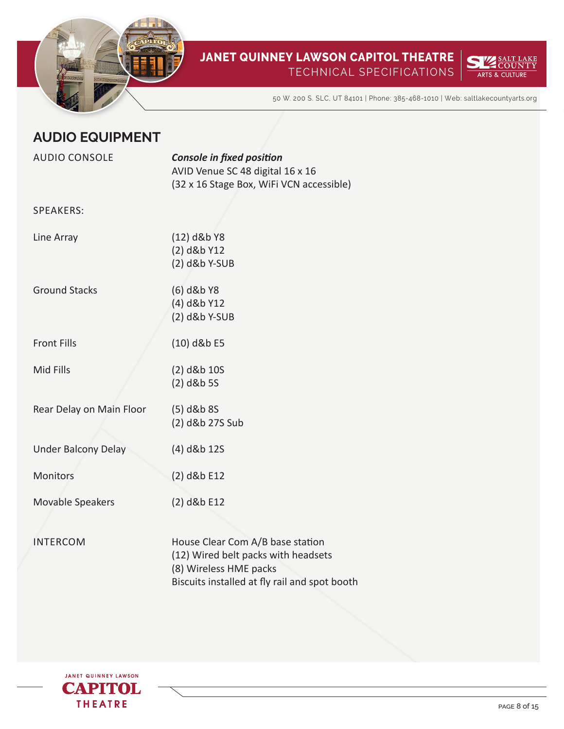## AUDIO EQUIPMENT

| | |
|---|---|
| AUDIO CONSOLE | ***Console in fixed position***<br>AVID Venue SC 48 digital 16 x 16<br>(32 x 16 Stage Box, WiFi VCN accessible) |
| SPEAKERS: | |
| Line Array | (12) d&b Y8<br>(2) d&b Y12<br>(2) d&b Y-SUB |
| Ground Stacks | (6) d&b Y8<br>(4) d&b Y12<br>(2) d&b Y-SUB |
| Front Fills | (10) d&b E5 |
| Mid Fills | (2) d&b 10S<br>(2) d&b 5S |
| Rear Delay on Main Floor | (5) d&b 8S<br>(2) d&b 27S Sub |
| Under Balcony Delay | (4) d&b 12S |
| Monitors | (2) d&b E12 |
| Movable Speakers | (2) d&b E12 |
| INTERCOM | House Clear Com A/B base station<br>(12) Wired belt packs with headsets<br>(8) Wireless HME packs<br>Biscuits installed at fly rail and spot booth |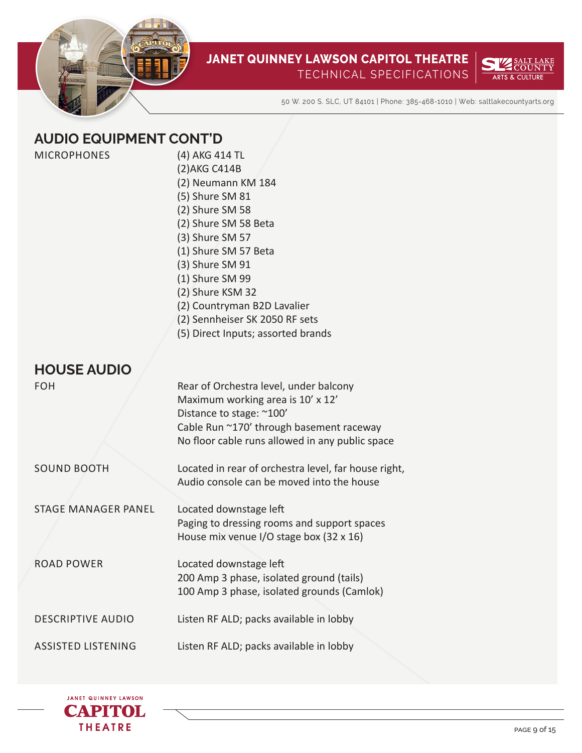## AUDIO EQUIPMENT CONT'D

| | |
|---|---|
| MICROPHONES | (4) AKG 414 TL<br>(2)AKG C414B<br>(2) Neumann KM 184<br>(5) Shure SM 81<br>(2) Shure SM 58<br>(2) Shure SM 58 Beta<br>(3) Shure SM 57<br>(1) Shure SM 57 Beta<br>(3) Shure SM 91<br>(1) Shure SM 99<br>(2) Shure KSM 32<br>(2) Countryman B2D Lavalier<br>(2) Sennheiser SK 2050 RF sets<br>(5) Direct Inputs; assorted brands |

## HOUSE AUDIO

| | |
|---|---|
| FOH | Rear of Orchestra level, under balcony<br>Maximum working area is 10' x 12'<br>Distance to stage: ~100'<br>Cable Run ~170' through basement raceway<br>No floor cable runs allowed in any public space |
| SOUND BOOTH | Located in rear of orchestra level, far house right,<br>Audio console can be moved into the house |
| STAGE MANAGER PANEL | Located downstage left<br>Paging to dressing rooms and support spaces<br>House mix venue I/O stage box (32 x 16) |
| ROAD POWER | Located downstage left<br>200 Amp 3 phase, isolated ground (tails)<br>100 Amp 3 phase, isolated grounds (Camlok) |
| DESCRIPTIVE AUDIO | Listen RF ALD; packs available in lobby |
| ASSISTED LISTENING | Listen RF ALD; packs available in lobby |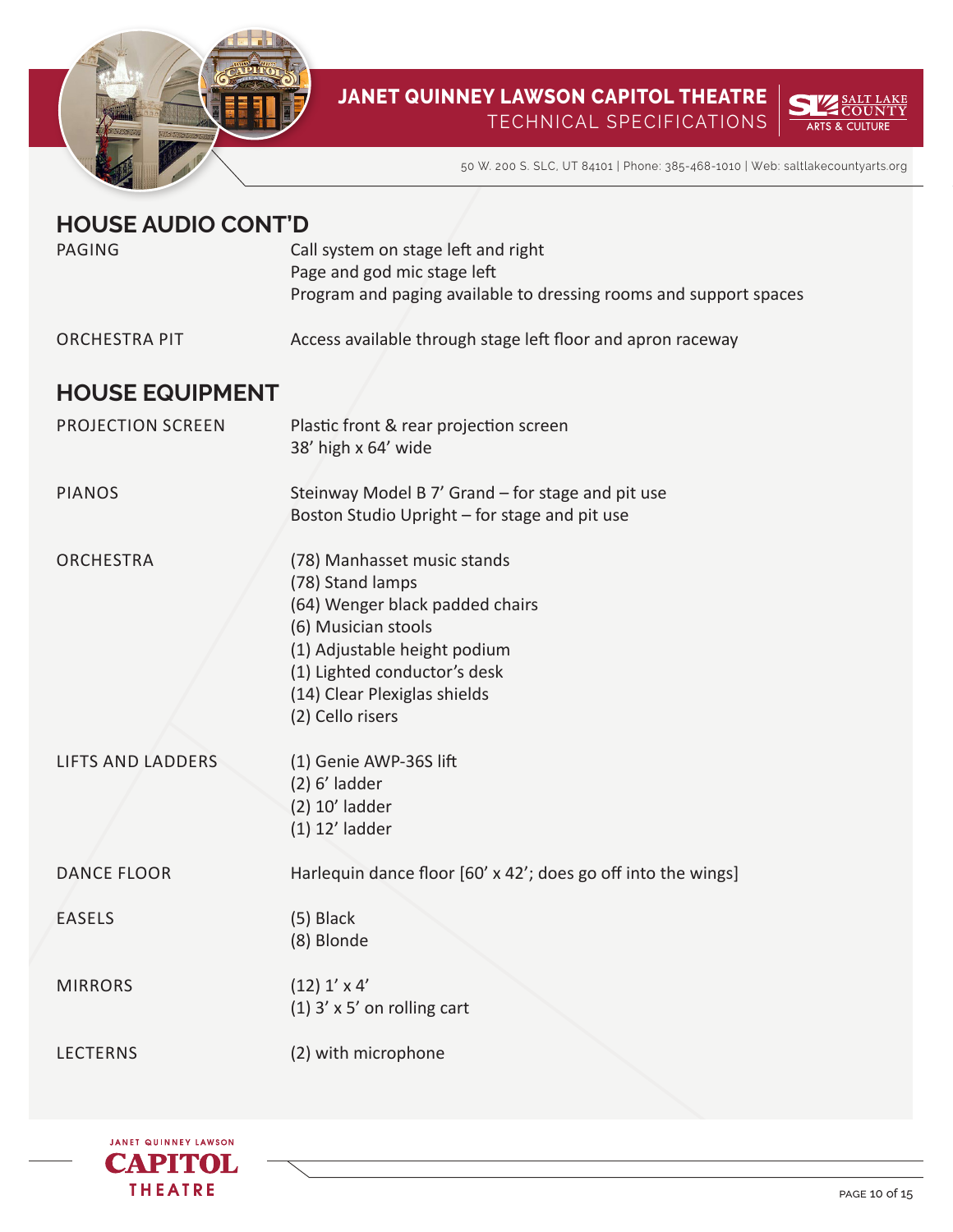## HOUSE AUDIO CONT'D

| | |
|---|---|
| PAGING | Call system on stage left and right<br>Page and god mic stage left<br>Program and paging available to dressing rooms and support spaces |
| ORCHESTRA PIT | Access available through stage left floor and apron raceway |

## HOUSE EQUIPMENT

| | |
|---|---|
| PROJECTION SCREEN | Plastic front & rear projection screen<br>38' high x 64' wide |
| PIANOS | Steinway Model B 7' Grand – for stage and pit use<br>Boston Studio Upright – for stage and pit use |
| ORCHESTRA | (78) Manhasset music stands<br>(78) Stand lamps<br>(64) Wenger black padded chairs<br>(6) Musician stools<br>(1) Adjustable height podium<br>(1) Lighted conductor's desk<br>(14) Clear Plexiglas shields<br>(2) Cello risers |
| LIFTS AND LADDERS | (1) Genie AWP-36S lift<br>(2) 6' ladder<br>(2) 10' ladder<br>(1) 12' ladder |
| DANCE FLOOR | Harlequin dance floor [60' x 42'; does go off into the wings] |
| EASELS | (5) Black<br>(8) Blonde |
| MIRRORS | (12) 1' x 4'<br>(1) 3' x 5' on rolling cart |
| LECTERNS | (2) with microphone |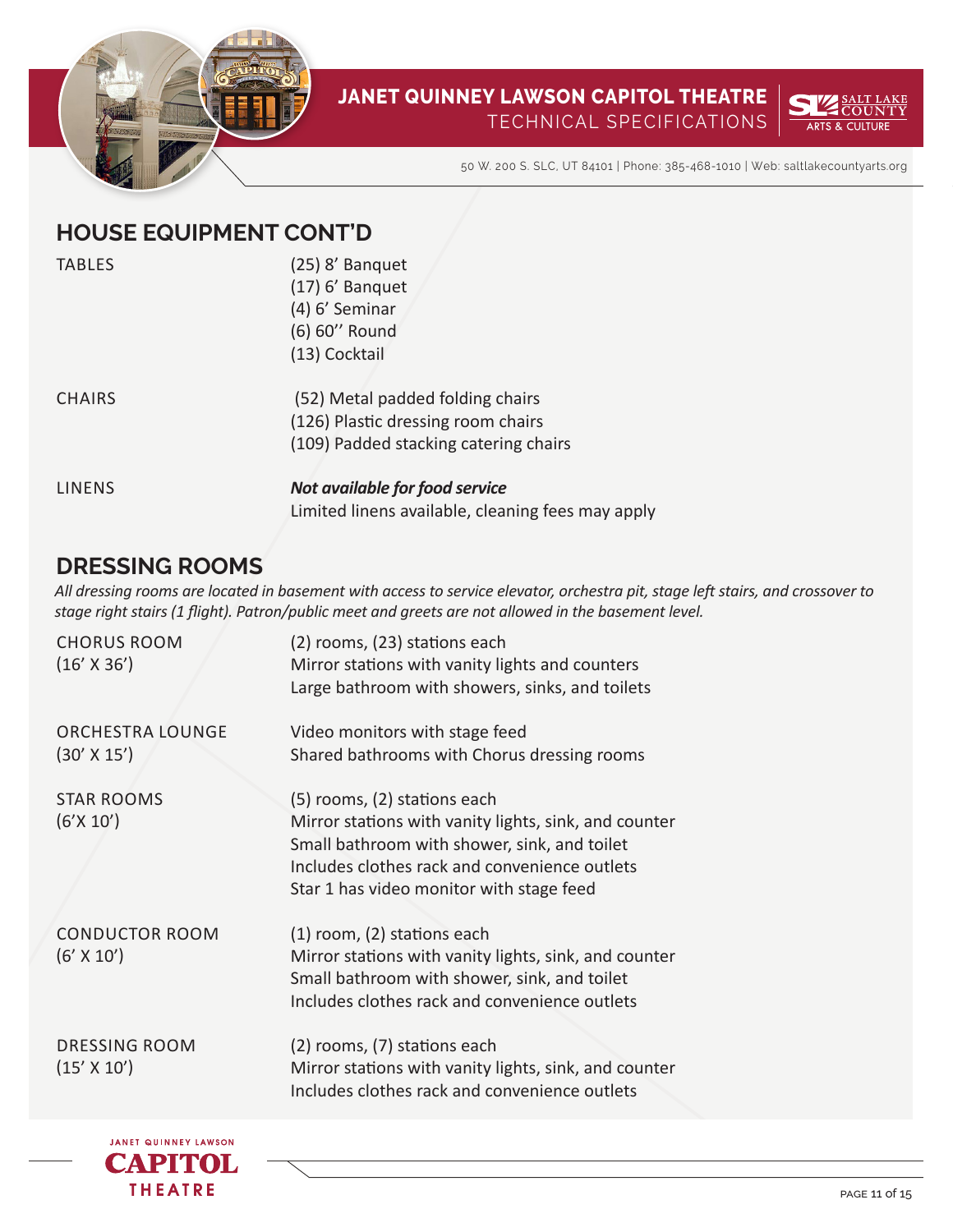## HOUSE EQUIPMENT CONT'D

| | |
|---|---|
| TABLES | (25) 8' Banquet<br>(17) 6' Banquet<br>(4) 6' Seminar<br>(6) 60'' Round<br>(13) Cocktail |
| CHAIRS | (52) Metal padded folding chairs<br>(126) Plastic dressing room chairs<br>(109) Padded stacking catering chairs |
| LINENS | ***Not available for food service***<br>Limited linens available, cleaning fees may apply |

## DRESSING ROOMS

*All dressing rooms are located in basement with access to service elevator, orchestra pit, stage left stairs, and crossover to stage right stairs (1 flight). Patron/public meet and greets are not allowed in the basement level.*

| | |
|---|---|
| CHORUS ROOM<br>(16' X 36') | (2) rooms, (23) stations each<br>Mirror stations with vanity lights and counters<br>Large bathroom with showers, sinks, and toilets |
| ORCHESTRA LOUNGE<br>(30' X 15') | Video monitors with stage feed<br>Shared bathrooms with Chorus dressing rooms |
| STAR ROOMS<br>(6'X 10') | (5) rooms, (2) stations each<br>Mirror stations with vanity lights, sink, and counter<br>Small bathroom with shower, sink, and toilet<br>Includes clothes rack and convenience outlets<br>Star 1 has video monitor with stage feed |
| CONDUCTOR ROOM<br>(6' X 10') | (1) room, (2) stations each<br>Mirror stations with vanity lights, sink, and counter<br>Small bathroom with shower, sink, and toilet<br>Includes clothes rack and convenience outlets |
| DRESSING ROOM<br>(15' X 10') | (2) rooms, (7) stations each<br>Mirror stations with vanity lights, sink, and counter<br>Includes clothes rack and convenience outlets |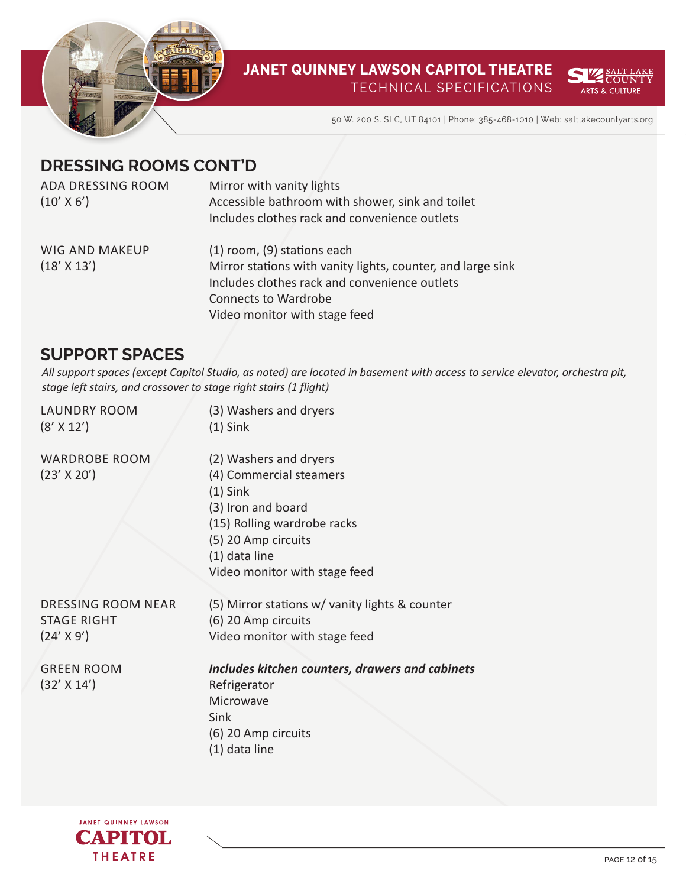## DRESSING ROOMS CONT'D

ADA DRESSING ROOM
(10' X 6')

Mirror with vanity lights
Accessible bathroom with shower, sink and toilet
Includes clothes rack and convenience outlets

WIG AND MAKEUP
(18' X 13')

(1) room, (9) stations each
Mirror stations with vanity lights, counter, and large sink
Includes clothes rack and convenience outlets
Connects to Wardrobe
Video monitor with stage feed

## SUPPORT SPACES

*All support spaces (except Capitol Studio, as noted) are located in basement with access to service elevator, orchestra pit, stage left stairs, and crossover to stage right stairs (1 flight)*

LAUNDRY ROOM
(8' X 12')

(3) Washers and dryers
(1) Sink

WARDROBE ROOM
(23' X 20')

(2) Washers and dryers
(4) Commercial steamers
(1) Sink
(3) Iron and board
(15) Rolling wardrobe racks
(5) 20 Amp circuits
(1) data line
Video monitor with stage feed

DRESSING ROOM NEAR STAGE RIGHT
(24' X 9')

(5) Mirror stations w/ vanity lights & counter
(6) 20 Amp circuits
Video monitor with stage feed

GREEN ROOM
(32' X 14')

***Includes kitchen counters, drawers and cabinets***
Refrigerator
Microwave
Sink
(6) 20 Amp circuits
(1) data line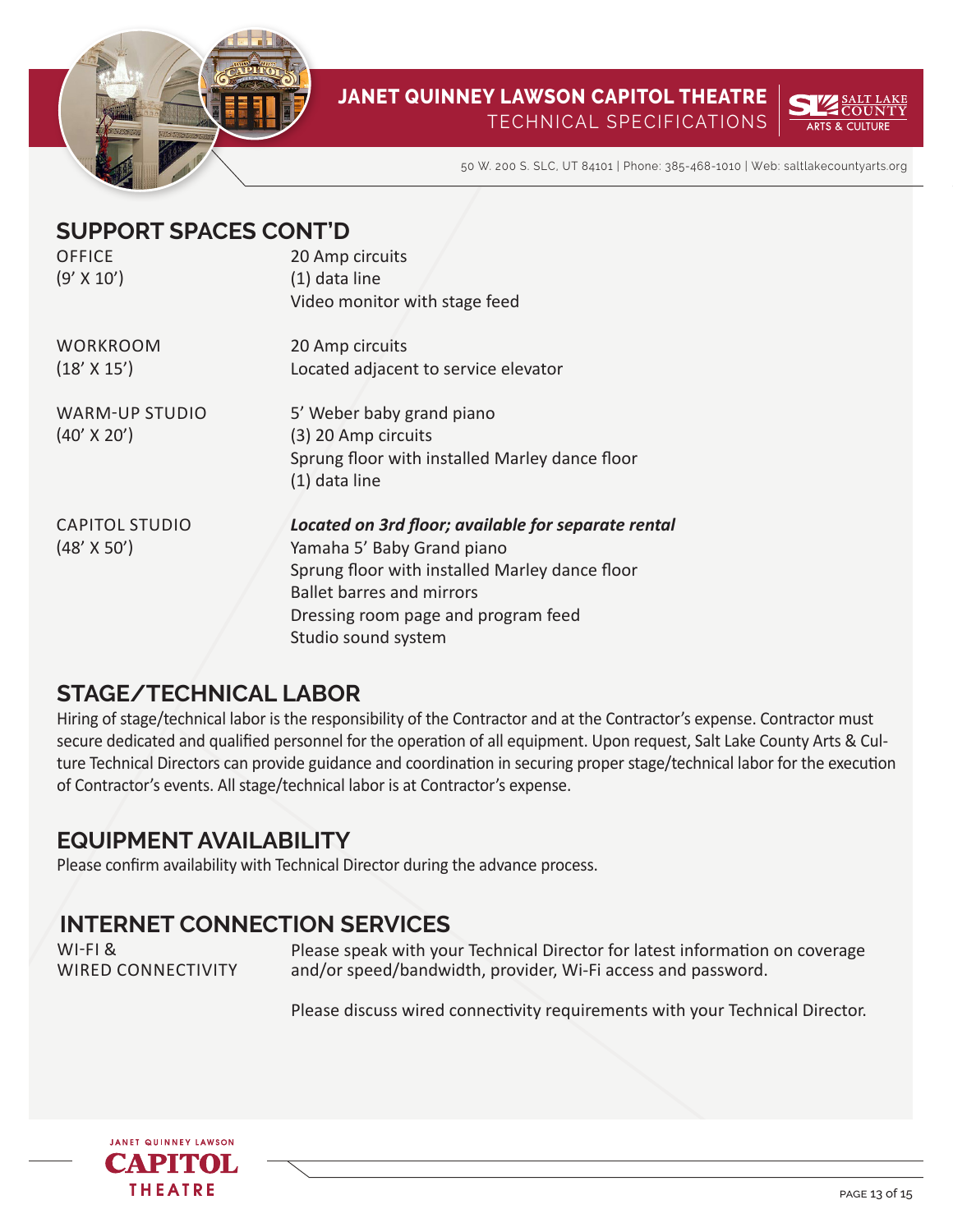## SUPPORT SPACES CONT'D

| | |
|---|---|
| OFFICE (9' X 10') | 20 Amp circuits<br>(1) data line<br>Video monitor with stage feed |
| WORKROOM (18' X 15') | 20 Amp circuits<br>Located adjacent to service elevator |
| WARM-UP STUDIO (40' X 20') | 5' Weber baby grand piano<br>(3) 20 Amp circuits<br>Sprung floor with installed Marley dance floor<br>(1) data line |
| CAPITOL STUDIO (48' X 50') | ***Located on 3rd floor; available for separate rental***<br>Yamaha 5' Baby Grand piano<br>Sprung floor with installed Marley dance floor<br>Ballet barres and mirrors<br>Dressing room page and program feed<br>Studio sound system |

## STAGE/TECHNICAL LABOR

Hiring of stage/technical labor is the responsibility of the Contractor and at the Contractor's expense. Contractor must secure dedicated and qualified personnel for the operation of all equipment. Upon request, Salt Lake County Arts & Culture Technical Directors can provide guidance and coordination in securing proper stage/technical labor for the execution of Contractor's events. All stage/technical labor is at Contractor's expense.

## EQUIPMENT AVAILABILITY

Please confirm availability with Technical Director during the advance process.

## INTERNET CONNECTION SERVICES

| | |
|---|---|
| WI-FI & WIRED CONNECTIVITY | Please speak with your Technical Director for latest information on coverage and/or speed/bandwidth, provider, Wi-Fi access and password.<br><br>Please discuss wired connectivity requirements with your Technical Director. |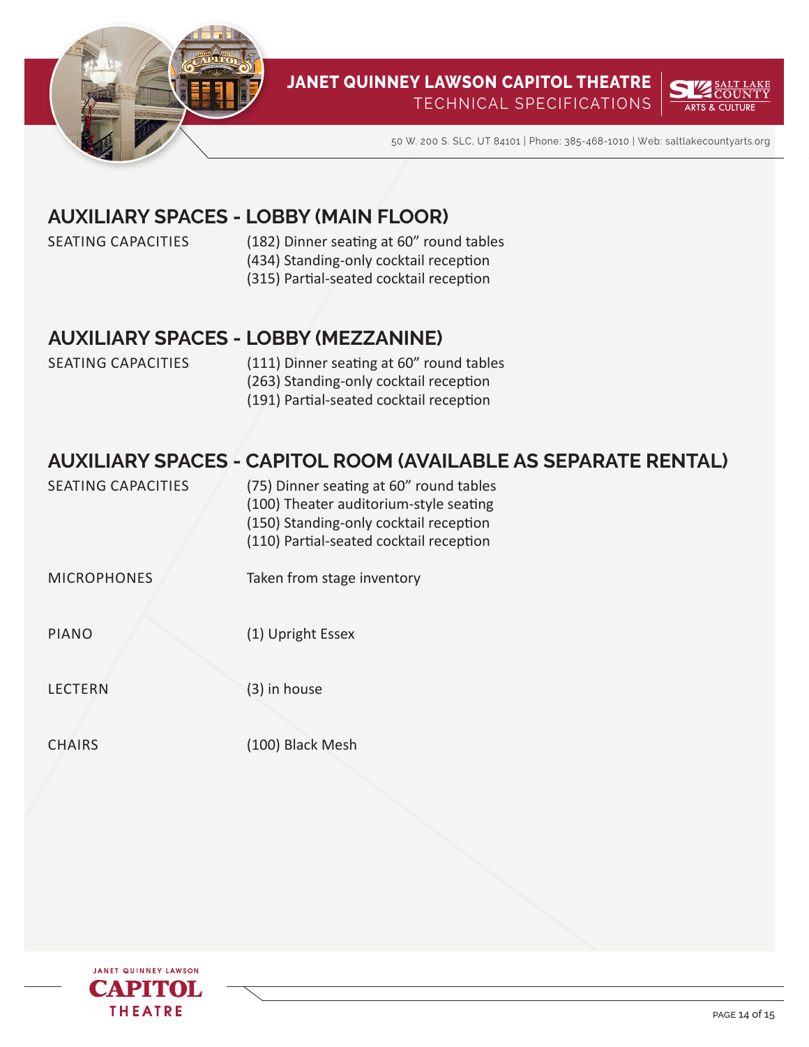## AUXILIARY SPACES - LOBBY (MAIN FLOOR)

| | |
|---|---|
| SEATING CAPACITIES | (182) Dinner seating at 60" round tables<br>(434) Standing-only cocktail reception<br>(315) Partial-seated cocktail reception |

## AUXILIARY SPACES - LOBBY (MEZZANINE)

| | |
|---|---|
| SEATING CAPACITIES | (111) Dinner seating at 60" round tables<br>(263) Standing-only cocktail reception<br>(191) Partial-seated cocktail reception |

## AUXILIARY SPACES - CAPITOL ROOM (AVAILABLE AS SEPARATE RENTAL)

| | |
|---|---|
| SEATING CAPACITIES | (75) Dinner seating at 60" round tables<br>(100) Theater auditorium-style seating<br>(150) Standing-only cocktail reception<br>(110) Partial-seated cocktail reception |
| MICROPHONES | Taken from stage inventory |
| PIANO | (1) Upright Essex |
| LECTERN | (3) in house |
| CHAIRS | (100) Black Mesh |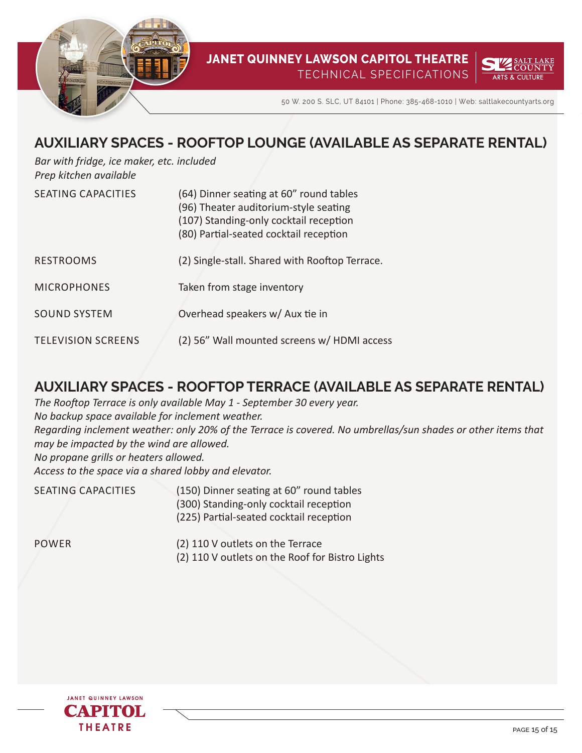## AUXILIARY SPACES - ROOFTOP LOUNGE (AVAILABLE AS SEPARATE RENTAL)

*Bar with fridge, ice maker, etc. included*
*Prep kitchen available*

| | |
|---|---|
| SEATING CAPACITIES | (64) Dinner seating at 60” round tables<br>(96) Theater auditorium-style seating<br>(107) Standing-only cocktail reception<br>(80) Partial-seated cocktail reception |
| RESTROOMS | (2) Single-stall. Shared with Rooftop Terrace. |
| MICROPHONES | Taken from stage inventory |
| SOUND SYSTEM | Overhead speakers w/ Aux tie in |
| TELEVISION SCREENS | (2) 56” Wall mounted screens w/ HDMI access |

## AUXILIARY SPACES - ROOFTOP TERRACE (AVAILABLE AS SEPARATE RENTAL)

*The Rooftop Terrace is only available May 1 - September 30 every year.*
*No backup space available for inclement weather.*
*Regarding inclement weather: only 20% of the Terrace is covered. No umbrellas/sun shades or other items that may be impacted by the wind are allowed.*
*No propane grills or heaters allowed.*
*Access to the space via a shared lobby and elevator.*

| | |
|---|---|
| SEATING CAPACITIES | (150) Dinner seating at 60” round tables<br>(300) Standing-only cocktail reception<br>(225) Partial-seated cocktail reception |
| POWER | (2) 110 V outlets on the Terrace<br>(2) 110 V outlets on the Roof for Bistro Lights |